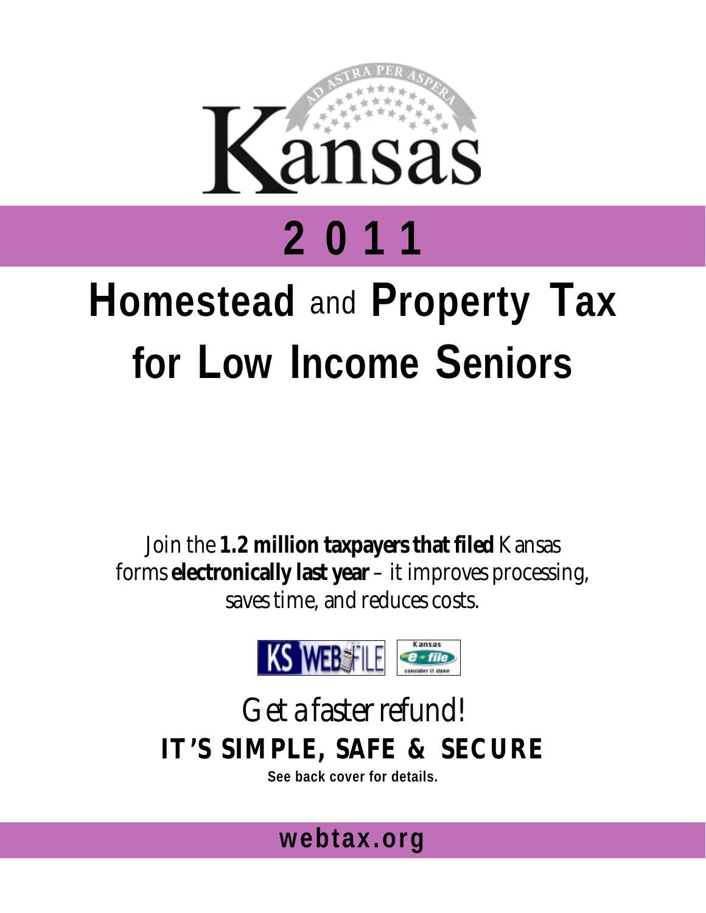Kansas

AD ASTRA PER ASPERA

# 2011

# Homestead and Property Tax for Low Income Seniors

Join the **1.2 million taxpayers that filed** Kansas forms **electronically last year** – it improves processing, saves time, and reduces costs.

KS WEBFILE

Kansas e-file consider it done

Get a faster refund!

**IT'S SIMPLE, SAFE & SECURE**

**See back cover for details.**

**webtax.org**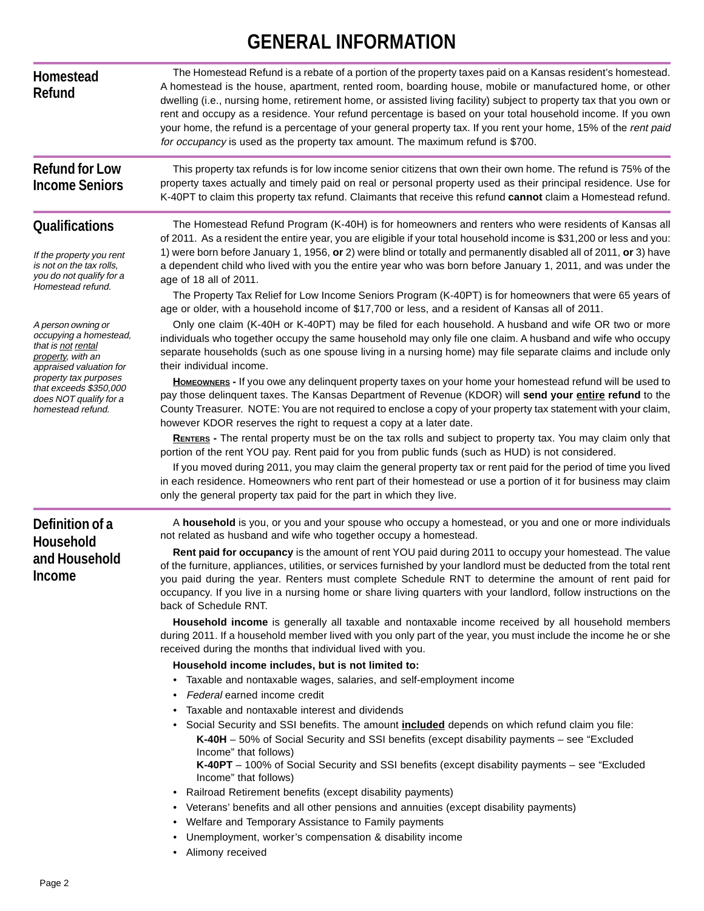# GENERAL INFORMATION

## Homestead Refund

The Homestead Refund is a rebate of a portion of the property taxes paid on a Kansas resident's homestead. A homestead is the house, apartment, rented room, boarding house, mobile or manufactured home, or other dwelling (i.e., nursing home, retirement home, or assisted living facility) subject to property tax that you own or rent and occupy as a residence. Your refund percentage is based on your total household income. If you own your home, the refund is a percentage of your general property tax. If you rent your home, 15% of the *rent paid for occupancy* is used as the property tax amount. The maximum refund is $700.

## Refund for Low Income Seniors

This property tax refunds is for low income senior citizens that own their own home. The refund is 75% of the property taxes actually and timely paid on real or personal property used as their principal residence. Use for K-40PT to claim this property tax refund. Claimants that receive this refund **cannot** claim a Homestead refund.

## Qualifications

*If the property you rent is not on the tax rolls, you do not qualify for a Homestead refund.*

*A person owning or occupying a homestead, that is not rental property, with an appraised valuation for property tax purposes that exceeds $350,000 does NOT qualify for a homestead refund.*

The Homestead Refund Program (K-40H) is for homeowners and renters who were residents of Kansas all of 2011. As a resident the entire year, you are eligible if your total household income is $31,200 or less and you: 1) were born before January 1, 1956, **or** 2) were blind or totally and permanently disabled all of 2011, **or** 3) have a dependent child who lived with you the entire year who was born before January 1, 2011, and was under the age of 18 all of 2011.

The Property Tax Relief for Low Income Seniors Program (K-40PT) is for homeowners that were 65 years of age or older, with a household income of $17,700 or less, and a resident of Kansas all of 2011.

Only one claim (K-40H or K-40PT) may be filed for each household. A husband and wife OR two or more individuals who together occupy the same household may only file one claim. A husband and wife who occupy separate households (such as one spouse living in a nursing home) may file separate claims and include only their individual income.

**HOMEOWNERS -** If you owe any delinquent property taxes on your home your homestead refund will be used to pay those delinquent taxes. The Kansas Department of Revenue (KDOR) will **send your entire refund** to the County Treasurer. NOTE: You are not required to enclose a copy of your property tax statement with your claim, however KDOR reserves the right to request a copy at a later date.

**RENTERS -** The rental property must be on the tax rolls and subject to property tax. You may claim only that portion of the rent YOU pay. Rent paid for you from public funds (such as HUD) is not considered.

If you moved during 2011, you may claim the general property tax or rent paid for the period of time you lived in each residence. Homeowners who rent part of their homestead or use a portion of it for business may claim only the general property tax paid for the part in which they live.

## Definition of a Household and Household Income

A **household** is you, or you and your spouse who occupy a homestead, or you and one or more individuals not related as husband and wife who together occupy a homestead.

**Rent paid for occupancy** is the amount of rent YOU paid during 2011 to occupy your homestead. The value of the furniture, appliances, utilities, or services furnished by your landlord must be deducted from the total rent you paid during the year. Renters must complete Schedule RNT to determine the amount of rent paid for occupancy. If you live in a nursing home or share living quarters with your landlord, follow instructions on the back of Schedule RNT.

**Household income** is generally all taxable and nontaxable income received by all household members during 2011. If a household member lived with you only part of the year, you must include the income he or she received during the months that individual lived with you.

**Household income includes, but is not limited to:**

- Taxable and nontaxable wages, salaries, and self-employment income
- *Federal* earned income credit
- Taxable and nontaxable interest and dividends
- Social Security and SSI benefits. The amount **included** depends on which refund claim you file:
  **K-40H** – 50% of Social Security and SSI benefits (except disability payments – see "Excluded Income" that follows)
  **K-40PT** – 100% of Social Security and SSI benefits (except disability payments – see "Excluded Income" that follows)
- Railroad Retirement benefits (except disability payments)
- Veterans' benefits and all other pensions and annuities (except disability payments)
- Welfare and Temporary Assistance to Family payments
- Unemployment, worker's compensation & disability income
- Alimony received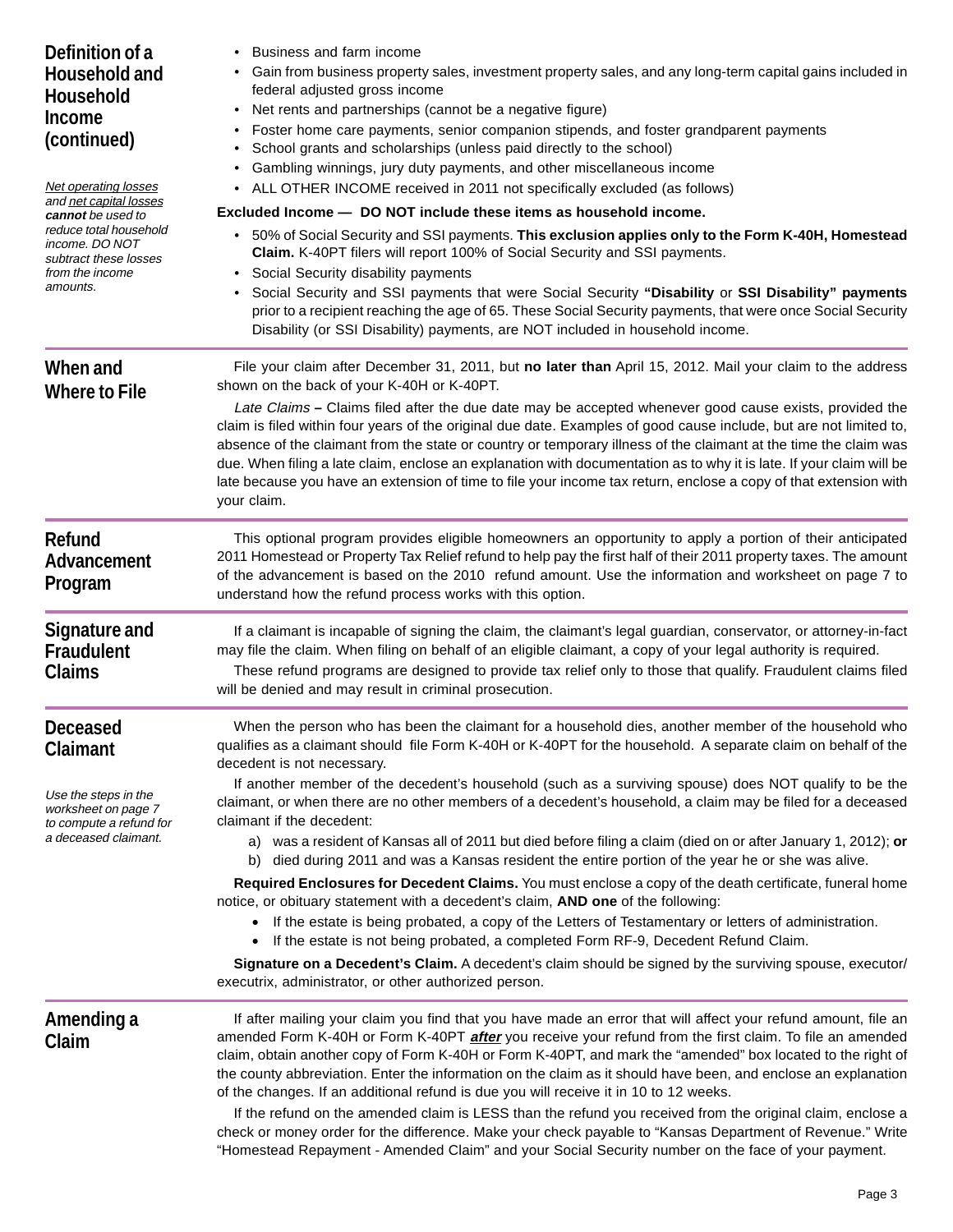## Definition of a Household and Household Income (continued)

*Net operating losses and net capital losses **cannot** be used to reduce total household income. DO NOT subtract these losses from the income amounts.*

- Business and farm income
- Gain from business property sales, investment property sales, and any long-term capital gains included in federal adjusted gross income
- Net rents and partnerships (cannot be a negative figure)
- Foster home care payments, senior companion stipends, and foster grandparent payments
- School grants and scholarships (unless paid directly to the school)
- Gambling winnings, jury duty payments, and other miscellaneous income
- ALL OTHER INCOME received in 2011 not specifically excluded (as follows)

**Excluded Income — DO NOT include these items as household income.**

- 50% of Social Security and SSI payments. **This exclusion applies only to the Form K-40H, Homestead Claim.** K-40PT filers will report 100% of Social Security and SSI payments.
- Social Security disability payments
- Social Security and SSI payments that were Social Security **"Disability** or **SSI Disability" payments** prior to a recipient reaching the age of 65. These Social Security payments, that were once Social Security Disability (or SSI Disability) payments, are NOT included in household income.

## When and Where to File

File your claim after December 31, 2011, but **no later than** April 15, 2012. Mail your claim to the address shown on the back of your K-40H or K-40PT.

*Late Claims* **–** Claims filed after the due date may be accepted whenever good cause exists, provided the claim is filed within four years of the original due date. Examples of good cause include, but are not limited to, absence of the claimant from the state or country or temporary illness of the claimant at the time the claim was due. When filing a late claim, enclose an explanation with documentation as to why it is late. If your claim will be late because you have an extension of time to file your income tax return, enclose a copy of that extension with your claim.

## Refund Advancement Program

This optional program provides eligible homeowners an opportunity to apply a portion of their anticipated 2011 Homestead or Property Tax Relief refund to help pay the first half of their 2011 property taxes. The amount of the advancement is based on the 2010 refund amount. Use the information and worksheet on page 7 to understand how the refund process works with this option.

## Signature and Fraudulent Claims

If a claimant is incapable of signing the claim, the claimant's legal guardian, conservator, or attorney-in-fact may file the claim. When filing on behalf of an eligible claimant, a copy of your legal authority is required.

These refund programs are designed to provide tax relief only to those that qualify. Fraudulent claims filed will be denied and may result in criminal prosecution.

## Deceased Claimant

*Use the steps in the worksheet on page 7 to compute a refund for a deceased claimant.*

When the person who has been the claimant for a household dies, another member of the household who qualifies as a claimant should file Form K-40H or K-40PT for the household. A separate claim on behalf of the decedent is not necessary.

If another member of the decedent's household (such as a surviving spouse) does NOT qualify to be the claimant, or when there are no other members of a decedent's household, a claim may be filed for a deceased claimant if the decedent:

a) was a resident of Kansas all of 2011 but died before filing a claim (died on or after January 1, 2012); **or**
b) died during 2011 and was a Kansas resident the entire portion of the year he or she was alive.

**Required Enclosures for Decedent Claims.** You must enclose a copy of the death certificate, funeral home notice, or obituary statement with a decedent's claim, **AND one** of the following:

- If the estate is being probated, a copy of the Letters of Testamentary or letters of administration.
- If the estate is not being probated, a completed Form RF-9, Decedent Refund Claim.

**Signature on a Decedent's Claim.** A decedent's claim should be signed by the surviving spouse, executor/executrix, administrator, or other authorized person.

## Amending a Claim

If after mailing your claim you find that you have made an error that will affect your refund amount, file an amended Form K-40H or Form K-40PT ***after*** you receive your refund from the first claim. To file an amended claim, obtain another copy of Form K-40H or Form K-40PT, and mark the "amended" box located to the right of the county abbreviation. Enter the information on the claim as it should have been, and enclose an explanation of the changes. If an additional refund is due you will receive it in 10 to 12 weeks.

If the refund on the amended claim is LESS than the refund you received from the original claim, enclose a check or money order for the difference. Make your check payable to "Kansas Department of Revenue." Write "Homestead Repayment - Amended Claim" and your Social Security number on the face of your payment.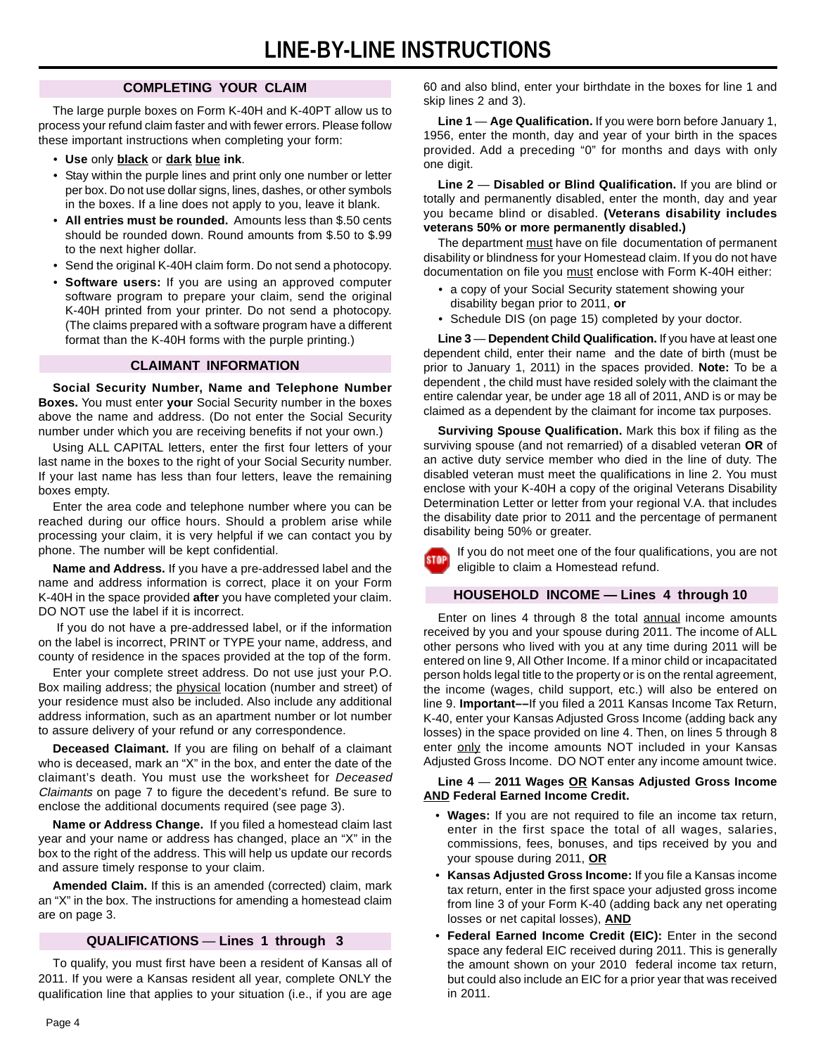# LINE-BY-LINE INSTRUCTIONS

## COMPLETING YOUR CLAIM

The large purple boxes on Form K-40H and K-40PT allow us to process your refund claim faster and with fewer errors. Please follow these important instructions when completing your form:

- **Use** only **black** or **dark blue ink**.
- Stay within the purple lines and print only one number or letter per box. Do not use dollar signs, lines, dashes, or other symbols in the boxes. If a line does not apply to you, leave it blank.
- **All entries must be rounded.** Amounts less than $.50 cents should be rounded down. Round amounts from $.50 to $.99 to the next higher dollar.
- Send the original K-40H claim form. Do not send a photocopy.
- **Software users:** If you are using an approved computer software program to prepare your claim, send the original K-40H printed from your printer. Do not send a photocopy. (The claims prepared with a software program have a different format than the K-40H forms with the purple printing.)

## CLAIMANT INFORMATION

**Social Security Number, Name and Telephone Number Boxes.** You must enter **your** Social Security number in the boxes above the name and address. (Do not enter the Social Security number under which you are receiving benefits if not your own.)

Using ALL CAPITAL letters, enter the first four letters of your last name in the boxes to the right of your Social Security number. If your last name has less than four letters, leave the remaining boxes empty.

Enter the area code and telephone number where you can be reached during our office hours. Should a problem arise while processing your claim, it is very helpful if we can contact you by phone. The number will be kept confidential.

**Name and Address.** If you have a pre-addressed label and the name and address information is correct, place it on your Form K-40H in the space provided **after** you have completed your claim. DO NOT use the label if it is incorrect.

If you do not have a pre-addressed label, or if the information on the label is incorrect, PRINT or TYPE your name, address, and county of residence in the spaces provided at the top of the form.

Enter your complete street address. Do not use just your P.O. Box mailing address; the physical location (number and street) of your residence must also be included. Also include any additional address information, such as an apartment number or lot number to assure delivery of your refund or any correspondence.

**Deceased Claimant.** If you are filing on behalf of a claimant who is deceased, mark an "X" in the box, and enter the date of the claimant's death. You must use the worksheet for *Deceased Claimants* on page 7 to figure the decedent's refund. Be sure to enclose the additional documents required (see page 3).

**Name or Address Change.** If you filed a homestead claim last year and your name or address has changed, place an "X" in the box to the right of the address. This will help us update our records and assure timely response to your claim.

**Amended Claim.** If this is an amended (corrected) claim, mark an "X" in the box. The instructions for amending a homestead claim are on page 3.

## QUALIFICATIONS — Lines 1 through 3

To qualify, you must first have been a resident of Kansas all of 2011. If you were a Kansas resident all year, complete ONLY the qualification line that applies to your situation (i.e., if you are age 60 and also blind, enter your birthdate in the boxes for line 1 and skip lines 2 and 3).

**Line 1 — Age Qualification.** If you were born before January 1, 1956, enter the month, day and year of your birth in the spaces provided. Add a preceding "0" for months and days with only one digit.

**Line 2 — Disabled or Blind Qualification.** If you are blind or totally and permanently disabled, enter the month, day and year you became blind or disabled. **(Veterans disability includes veterans 50% or more permanently disabled.)**

The department must have on file documentation of permanent disability or blindness for your Homestead claim. If you do not have documentation on file you must enclose with Form K-40H either:

- a copy of your Social Security statement showing your disability began prior to 2011, **or**
- Schedule DIS (on page 15) completed by your doctor.

**Line 3 — Dependent Child Qualification.** If you have at least one dependent child, enter their name and the date of birth (must be prior to January 1, 2011) in the spaces provided. **Note:** To be a dependent , the child must have resided solely with the claimant the entire calendar year, be under age 18 all of 2011, AND is or may be claimed as a dependent by the claimant for income tax purposes.

**Surviving Spouse Qualification.** Mark this box if filing as the surviving spouse (and not remarried) of a disabled veteran **OR** of an active duty service member who died in the line of duty. The disabled veteran must meet the qualifications in line 2. You must enclose with your K-40H a copy of the original Veterans Disability Determination Letter or letter from your regional V.A. that includes the disability date prior to 2011 and the percentage of permanent disability being 50% or greater.

STOP — If you do not meet one of the four qualifications, you are not eligible to claim a Homestead refund.

## HOUSEHOLD INCOME — Lines 4 through 10

Enter on lines 4 through 8 the total annual income amounts received by you and your spouse during 2011. The income of ALL other persons who lived with you at any time during 2011 will be entered on line 9, All Other Income. If a minor child or incapacitated person holds legal title to the property or is on the rental agreement, the income (wages, child support, etc.) will also be entered on line 9. **Important––**If you filed a 2011 Kansas Income Tax Return, K-40, enter your Kansas Adjusted Gross Income (adding back any losses) in the space provided on line 4. Then, on lines 5 through 8 enter only the income amounts NOT included in your Kansas Adjusted Gross Income. DO NOT enter any income amount twice.

**Line 4 — 2011 Wages OR Kansas Adjusted Gross Income AND Federal Earned Income Credit.**

- **Wages:** If you are not required to file an income tax return, enter in the first space the total of all wages, salaries, commissions, fees, bonuses, and tips received by you and your spouse during 2011, **OR**
- **Kansas Adjusted Gross Income:** If you file a Kansas income tax return, enter in the first space your adjusted gross income from line 3 of your Form K-40 (adding back any net operating losses or net capital losses), **AND**
- **Federal Earned Income Credit (EIC):** Enter in the second space any federal EIC received during 2011. This is generally the amount shown on your 2010 federal income tax return, but could also include an EIC for a prior year that was received in 2011.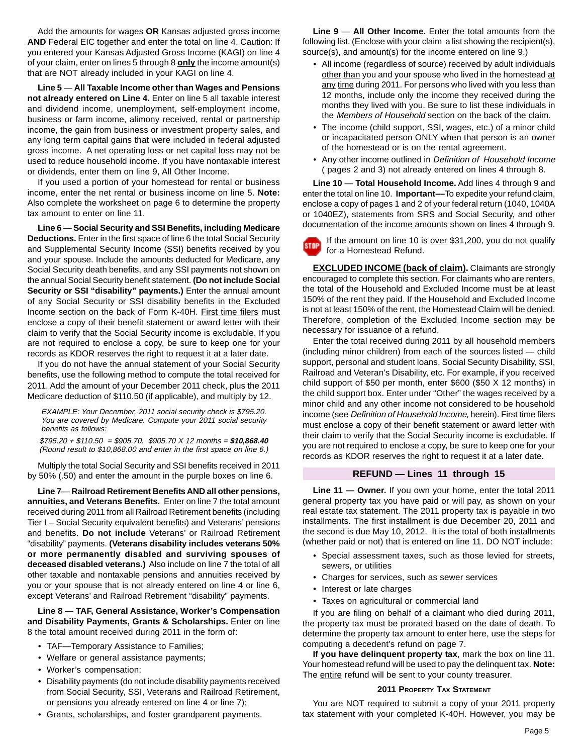Add the amounts for wages **OR** Kansas adjusted gross income **AND** Federal EIC together and enter the total on line 4. Caution: If you entered your Kansas Adjusted Gross Income (KAGI) on line 4 of your claim, enter on lines 5 through 8 **only** the income amount(s) that are NOT already included in your KAGI on line 4.

**Line 5** — **All Taxable Income other than Wages and Pensions not already entered on Line 4.** Enter on line 5 all taxable interest and dividend income, unemployment, self-employment income, business or farm income, alimony received, rental or partnership income, the gain from business or investment property sales, and any long term capital gains that were included in federal adjusted gross income. A net operating loss or net capital loss may not be used to reduce household income. If you have nontaxable interest or dividends, enter them on line 9, All Other Income.

If you used a portion of your homestead for rental or business income, enter the net rental or business income on line 5. **Note:** Also complete the worksheet on page 6 to determine the property tax amount to enter on line 11.

**Line 6** — **Social Security and SSI Benefits, including Medicare Deductions.** Enter in the first space of line 6 the total Social Security and Supplemental Security Income (SSI) benefits received by you and your spouse. Include the amounts deducted for Medicare, any Social Security death benefits, and any SSI payments not shown on the annual Social Security benefit statement. **(Do not include Social Security or SSI "disability" payments.)** Enter the annual amount of any Social Security or SSI disability benefits in the Excluded Income section on the back of Form K-40H. First time filers must enclose a copy of their benefit statement or award letter with their claim to verify that the Social Security income is excludable. If you are not required to enclose a copy, be sure to keep one for your records as KDOR reserves the right to request it at a later date.

If you do not have the annual statement of your Social Security benefits, use the following method to compute the total received for 2011. Add the amount of your December 2011 check, plus the 2011 Medicare deduction of $110.50 (if applicable), and multiply by 12.

*EXAMPLE: Your December, 2011 social security check is $795.20. You are covered by Medicare. Compute your 2011 social security benefits as follows:*

*$795.20 + $110.50 = $905.70. $905.70 X 12 months =* ***$10,868.40*** *(Round result to $10,868.00 and enter in the first space on line 6.)*

Multiply the total Social Security and SSI benefits received in 2011 by 50% (.50) and enter the amount in the purple boxes on line 6.

**Line 7** — **Railroad Retirement Benefits AND all other pensions, annuities, and Veterans Benefits.** Enter on line 7 the total amount received during 2011 from all Railroad Retirement benefits (including Tier I – Social Security equivalent benefits) and Veterans' pensions and benefits. **Do not include** Veterans' or Railroad Retirement "disability" payments. **(Veterans disability includes veterans 50% or more permanently disabled and surviving spouses of deceased disabled veterans.)** Also include on line 7 the total of all other taxable and nontaxable pensions and annuities received by you or your spouse that is not already entered on line 4 or line 6, except Veterans' and Railroad Retirement "disability" payments.

**Line 8** — **TAF, General Assistance, Worker's Compensation and Disability Payments, Grants & Scholarships.** Enter on line 8 the total amount received during 2011 in the form of:

- TAF—Temporary Assistance to Families;
- Welfare or general assistance payments;
- Worker's compensation;
- Disability payments (do not include disability payments received from Social Security, SSI, Veterans and Railroad Retirement, or pensions you already entered on line 4 or line 7);
- Grants, scholarships, and foster grandparent payments.

**Line 9** — **All Other Income.** Enter the total amounts from the following list. (Enclose with your claim a list showing the recipient(s), source(s), and amount(s) for the income entered on line 9.)

- All income (regardless of source) received by adult individuals other than you and your spouse who lived in the homestead at any time during 2011. For persons who lived with you less than 12 months, include only the income they received during the months they lived with you. Be sure to list these individuals in the *Members of Household* section on the back of the claim.
- The income (child support, SSI, wages, etc.) of a minor child or incapacitated person ONLY when that person is an owner of the homestead or is on the rental agreement.
- Any other income outlined in *Definition of Household Income* ( pages 2 and 3) not already entered on lines 4 through 8.

**Line 10** — **Total Household Income.** Add lines 4 through 9 and enter the total on line 10. **Important––**To expedite your refund claim, enclose a copy of pages 1 and 2 of your federal return (1040, 1040A or 1040EZ), statements from SRS and Social Security, and other documentation of the income amounts shown on lines 4 through 9.

**STOP** If the amount on line 10 is over $31,200, you do not qualify for a Homestead Refund.

**EXCLUDED INCOME (back of claim).** Claimants are strongly encouraged to complete this section. For claimants who are renters, the total of the Household and Excluded Income must be at least 150% of the rent they paid. If the Household and Excluded Income is not at least 150% of the rent, the Homestead Claim will be denied. Therefore, completion of the Excluded Income section may be necessary for issuance of a refund.

Enter the total received during 2011 by all household members (including minor children) from each of the sources listed — child support, personal and student loans, Social Security Disability, SSI, Railroad and Veteran's Disability, etc. For example, if you received child support of $50 per month, enter $600 ($50 X 12 months) in the child support box. Enter under "Other" the wages received by a minor child and any other income not considered to be household income (see *Definition of Household Income,* herein). First time filers must enclose a copy of their benefit statement or award letter with their claim to verify that the Social Security income is excludable. If you are not required to enclose a copy, be sure to keep one for your records as KDOR reserves the right to request it at a later date.

## REFUND — Lines 11 through 15

**Line 11 — Owner.** If you own your home, enter the total 2011 general property tax you have paid or will pay, as shown on your real estate tax statement. The 2011 property tax is payable in two installments. The first installment is due December 20, 2011 and the second is due May 10, 2012. It is the total of both installments (whether paid or not) that is entered on line 11. DO NOT include:

- Special assessment taxes, such as those levied for streets, sewers, or utilities
- Charges for services, such as sewer services
- Interest or late charges
- Taxes on agricultural or commercial land

If you are filing on behalf of a claimant who died during 2011, the property tax must be prorated based on the date of death. To determine the property tax amount to enter here, use the steps for computing a decedent's refund on page 7.

**If you have delinquent property tax**, mark the box on line 11. Your homestead refund will be used to pay the delinquent tax. **Note:** The entire refund will be sent to your county treasurer.

### 2011 Property Tax Statement

You are NOT required to submit a copy of your 2011 property tax statement with your completed K-40H. However, you may be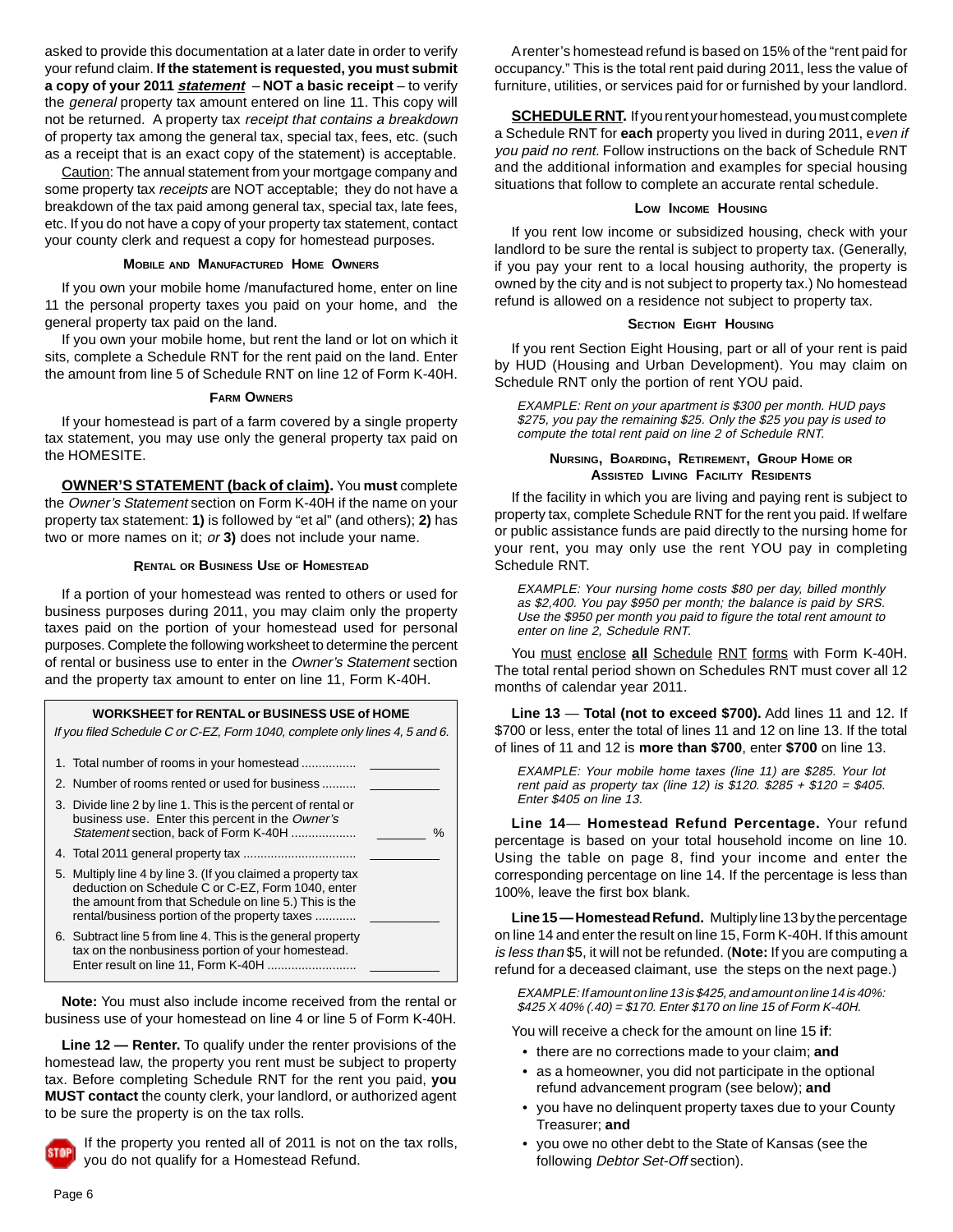asked to provide this documentation at a later date in order to verify your refund claim. **If the statement is requested, you must submit a copy of your 2011 *statement* – NOT a basic receipt** – to verify the *general* property tax amount entered on line 11. This copy will not be returned. A property tax *receipt that contains a breakdown* of property tax among the general tax, special tax, fees, etc. (such as a receipt that is an exact copy of the statement) is acceptable.

Caution: The annual statement from your mortgage company and some property tax *receipts* are NOT acceptable; they do not have a breakdown of the tax paid among general tax, special tax, late fees, etc. If you do not have a copy of your property tax statement, contact your county clerk and request a copy for homestead purposes.

#### Mobile and Manufactured Home Owners

If you own your mobile home /manufactured home, enter on line 11 the personal property taxes you paid on your home, and the general property tax paid on the land.

If you own your mobile home, but rent the land or lot on which it sits, complete a Schedule RNT for the rent paid on the land. Enter the amount from line 5 of Schedule RNT on line 12 of Form K-40H.

#### Farm Owners

If your homestead is part of a farm covered by a single property tax statement, you may use only the general property tax paid on the HOMESITE.

**OWNER'S STATEMENT (back of claim).** You **must** complete the *Owner's Statement* section on Form K-40H if the name on your property tax statement: **1)** is followed by "et al" (and others); **2)** has two or more names on it; *or* **3)** does not include your name.

#### Rental or Business Use of Homestead

If a portion of your homestead was rented to others or used for business purposes during 2011, you may claim only the property taxes paid on the portion of your homestead used for residential purposes. Complete the following worksheet to determine the percent of rental or business use to enter in the *Owner's Statement* section and the property tax amount to enter on line 11, Form K-40H.

**WORKSHEET for RENTAL or BUSINESS USE of HOME**

*If you filed Schedule C or C-EZ, Form 1040, complete only lines 4, 5 and 6.*

| | |
|---|---|
| 1. Total number of rooms in your homestead ................ | ________ |
| 2. Number of rooms rented or used for business .......... | ________ |
| 3. Divide line 2 by line 1. This is the percent of rental or business use. Enter this percent in the *Owner's Statement* section, back of Form K-40H ................... | ______ % |
| 4. Total 2011 general property tax ................................. | ________ |
| 5. Multiply line 4 by line 3. (If you claimed a property tax deduction on Schedule C or C-EZ, Form 1040, enter the amount from that Schedule on line 5.) This is the rental/business portion of the property taxes ............ | ________ |
| 6. Subtract line 5 from line 4. This is the general property tax on the nonbusiness portion of your homestead. Enter result on line 11, Form K-40H .......................... | ________ |

**Note:** You must also include income received from the rental or business use of your homestead on line 4 or line 5 of Form K-40H.

**Line 12 — Renter.** To qualify under the renter provisions of the homestead law, the property you rent must be subject to property tax. Before completing Schedule RNT for the rent you paid, **you MUST contact** the county clerk, your landlord, or authorized agent to be sure the property is on the tax rolls.

STOP If the property you rented all of 2011 is not on the tax rolls, you do not qualify for a Homestead Refund.

A renter's homestead refund is based on 15% of the "rent paid for occupancy." This is the total rent paid during 2011, less the value of furniture, utilities, or services paid for or furnished by your landlord.

**SCHEDULE RNT.** If you rent your homestead, you must complete a Schedule RNT for **each** property you lived in during 2011, *even if you paid no rent.* Follow instructions on the back of Schedule RNT and the additional information and examples for special housing situations that follow to complete an accurate rental schedule.

#### Low Income Housing

If you rent low income or subsidized housing, check with your landlord to be sure the rental is subject to property tax. (Generally, if you pay your rent to a local housing authority, the property is owned by the city and is not subject to property tax.) No homestead refund is allowed on a residence not subject to property tax.

#### Section Eight Housing

If you rent Section Eight Housing, part or all of your rent is paid by HUD (Housing and Urban Development). You may claim on Schedule RNT only the portion of rent YOU paid.

*EXAMPLE: Rent on your apartment is $300 per month. HUD pays $275, you pay the remaining $25. Only the $25 you pay is used to compute the total rent paid on line 2 of Schedule RNT.*

#### Nursing, Boarding, Retirement, Group Home or Assisted Living Facility Residents

If the facility in which you are living and paying rent is subject to property tax, complete Schedule RNT for the rent you paid. If welfare or public assistance funds are paid directly to the nursing home for your rent, you may only use the rent YOU pay in completing Schedule RNT.

*EXAMPLE: Your nursing home costs $80 per day, billed monthly as $2,400. You pay $950 per month; the balance is paid by SRS. Use the $950 per month you paid to figure the total rent amount to enter on line 2, Schedule RNT.*

You must enclose **all** Schedule RNT forms with Form K-40H. The total rental period shown on Schedules RNT must cover all 12 months of calendar year 2011.

**Line 13 — Total (not to exceed $700).** Add lines 11 and 12. If $700 or less, enter the total of lines 11 and 12 on line 13. If the total of lines of 11 and 12 is **more than $700**, enter **$700** on line 13.

*EXAMPLE: Your mobile home taxes (line 11) are $285. Your lot rent paid as property tax (line 12) is $120. $285 + $120 = $405. Enter $405 on line 13.*

**Line 14— Homestead Refund Percentage.** Your refund percentage is based on your total household income on line 10. Using the table on page 8, find your income and enter the corresponding percentage on line 14. If the percentage is less than 100%, leave the first box blank.

**Line 15 — Homestead Refund.** Multiply line 13 by the percentage on line 14 and enter the result on line 15, Form K-40H. If this amount *is less than* $5, it will not be refunded. (**Note:** If you are computing a refund for a deceased claimant, use the steps on the next page.)

*EXAMPLE: If amount on line 13 is $425, and amount on line 14 is 40%: $425 X 40% (.40) = $170. Enter $170 on line 15 of Form K-40H.*

You will receive a check for the amount on line 15 **if**:

- there are no corrections made to your claim; **and**
- as a homeowner, you did not participate in the optional refund advancement program (see below); **and**
- you have no delinquent property taxes due to your County Treasurer; **and**
- you owe no other debt to the State of Kansas (see the following *Debtor Set-Off* section).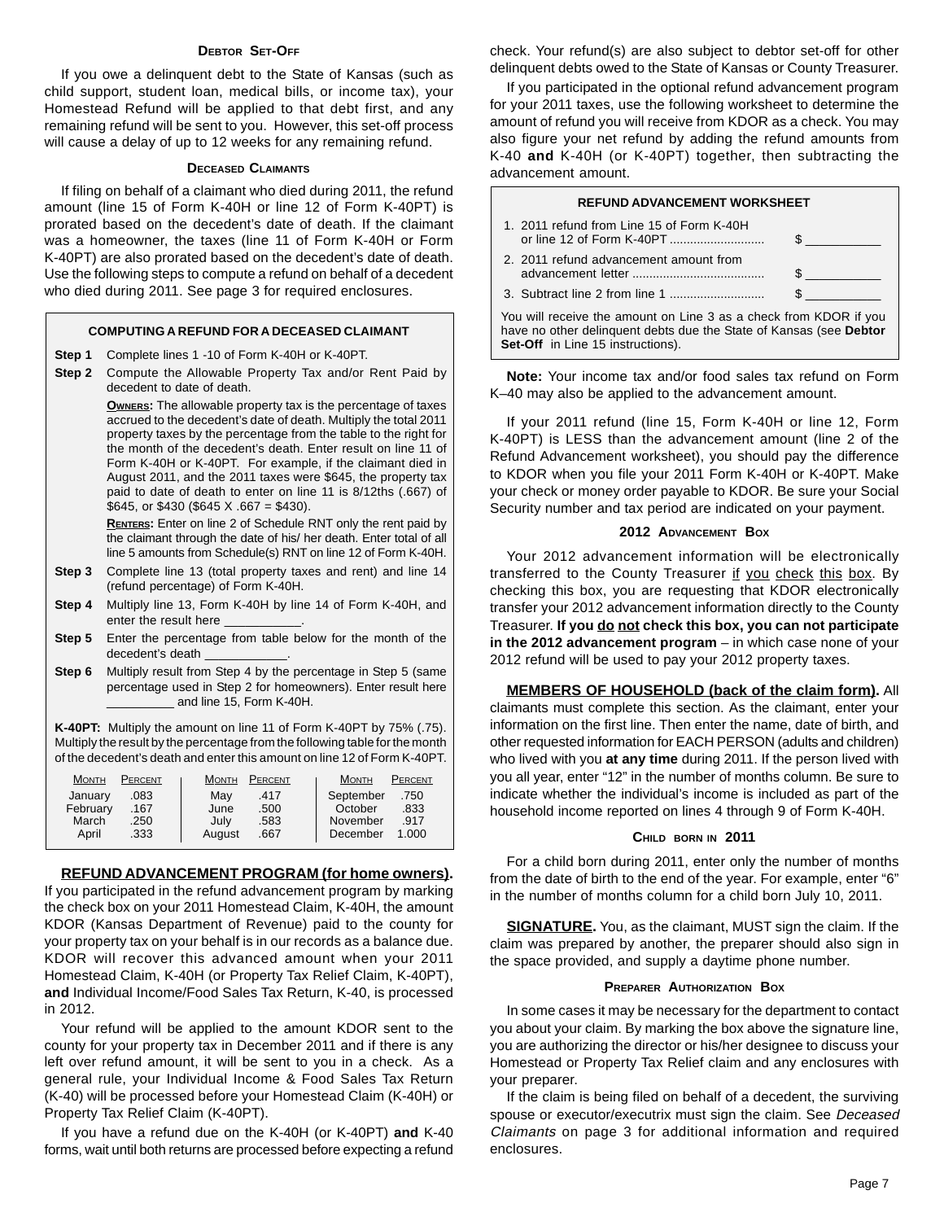### Debtor Set-Off

If you owe a delinquent debt to the State of Kansas (such as child support, student loan, medical bills, or income tax), your Homestead Refund will be applied to that debt first, and any remaining refund will be sent to you. However, this set-off process will cause a delay of up to 12 weeks for any remaining refund.

### Deceased Claimants

If filing on behalf of a claimant who died during 2011, the refund amount (line 15 of Form K-40H or line 12 of Form K-40PT) is prorated based on the decedent's date of death. If the claimant was a homeowner, the taxes (line 11 of Form K-40H or Form K-40PT) are also prorated based on the decedent's date of death. Use the following steps to compute a refund on behalf of a decedent who died during 2011. See page 3 for required enclosures.

**COMPUTING A REFUND FOR A DECEASED CLAIMANT**

**Step 1** Complete lines 1 -10 of Form K-40H or K-40PT.

**Step 2** Compute the Allowable Property Tax and/or Rent Paid by decedent to date of death.

**Owners:** The allowable property tax is the percentage of taxes accrued to the decedent's date of death. Multiply the total 2011 property taxes by the percentage from the table to the right for the month of the decedent's death. Enter result on line 11 of Form K-40H or K-40PT. For example, if the claimant died in August 2011, and the 2011 taxes were $645, the property tax paid to date of death to enter on line 11 is 8/12ths (.667) of $645, or $430 ($645 X .667 = $430).

**Renters:** Enter on line 2 of Schedule RNT only the rent paid by the claimant through the date of his/ her death. Enter total of all line 5 amounts from Schedule(s) RNT on line 12 of Form K-40H.

**Step 3** Complete line 13 (total property taxes and rent) and line 14 (refund percentage) of Form K-40H.

**Step 4** Multiply line 13, Form K-40H by line 14 of Form K-40H, and enter the result here ___________.

**Step 5** Enter the percentage from table below for the month of the decedent's death ____________.

**Step 6** Multiply result from Step 4 by the percentage in Step 5 (same percentage used in Step 2 for homeowners). Enter result here __________ and line 15, Form K-40H.

**K-40PT:** Multiply the amount on line 11 of Form K-40PT by 75% (.75). Multiply the result by the percentage from the following table for the month of the decedent's death and enter this amount on line 12 of Form K-40PT.

| Month | Percent | Month | Percent | Month | Percent |
|---|---|---|---|---|---|
| January | .083 | May | .417 | September | .750 |
| February | .167 | June | .500 | October | .833 |
| March | .250 | July | .583 | November | .917 |
| April | .333 | August | .667 | December | 1.000 |

**REFUND ADVANCEMENT PROGRAM (for home owners).** If you participated in the refund advancement program by marking the check box on your 2011 Homestead Claim, K-40H, the amount KDOR (Kansas Department of Revenue) paid to the county for your property tax on your behalf is in our records as a balance due. KDOR will recover this advanced amount when your 2011 Homestead Claim, K-40H (or Property Tax Relief Claim, K-40PT), **and** Individual Income/Food Sales Tax Return, K-40, is processed in 2012.

Your refund will be applied to the amount KDOR sent to the county for your property tax in December 2011 and if there is any left over refund amount, it will be sent to you in a check. As a general rule, your Individual Income & Food Sales Tax Return (K-40) will be processed before your Homestead Claim (K-40H) or Property Tax Relief Claim (K-40PT).

If you have a refund due on the K-40H (or K-40PT) **and** K-40 forms, wait until both returns are processed before expecting a refund check. Your refund(s) are also subject to debtor set-off for other delinquent debts owed to the State of Kansas or County Treasurer.

If you participated in the optional refund advancement program for your 2011 taxes, use the following worksheet to determine the amount of refund you will receive from KDOR as a check. You may also figure your net refund by adding the refund amounts from K-40 **and** K-40H (or K-40PT) together, then subtracting the advancement amount.

**REFUND ADVANCEMENT WORKSHEET**

1. 2011 refund from Line 15 of Form K-40H or line 12 of Form K-40PT ............................ $ __________
2. 2011 refund advancement amount from advancement letter ...................................... $ __________
3. Subtract line 2 from line 1 ............................ $ __________

You will receive the amount on Line 3 as a check from KDOR if you have no other delinquent debts due the State of Kansas (see **Debtor Set-Off** in Line 15 instructions).

**Note:** Your income tax and/or food sales tax refund on Form K–40 may also be applied to the advancement amount.

If your 2011 refund (line 15, Form K-40H or line 12, Form K-40PT) is LESS than the advancement amount (line 2 of the Refund Advancement worksheet), you should pay the difference to KDOR when you file your 2011 Form K-40H or K-40PT. Make your check or money order payable to KDOR. Be sure your Social Security number and tax period are indicated on your payment.

### 2012 Advancement Box

Your 2012 advancement information will be electronically transferred to the County Treasurer if you check this box. By checking this box, you are requesting that KDOR electronically transfer your 2012 advancement information directly to the County Treasurer. **If you do not check this box, you can not participate in the 2012 advancement program** – in which case none of your 2012 refund will be used to pay your 2012 property taxes.

**MEMBERS OF HOUSEHOLD (back of the claim form).** All claimants must complete this section. As the claimant, enter your information on the first line. Then enter the name, date of birth, and other requested information for EACH PERSON (adults and children) who lived with you **at any time** during 2011. If the person lived with you all year, enter "12" in the number of months column. Be sure to indicate whether the individual's income is included as part of the household income reported on lines 4 through 9 of Form K-40H.

### Child born in 2011

For a child born during 2011, enter only the number of months from the date of birth to the end of the year. For example, enter "6" in the number of months column for a child born July 10, 2011.

**SIGNATURE.** You, as the claimant, MUST sign the claim. If the claim was prepared by another, the preparer should also sign in the space provided, and supply a daytime phone number.

### Preparer Authorization Box

In some cases it may be necessary for the department to contact you about your claim. By marking the box above the signature line, you are authorizing the director or his/her designee to discuss your Homestead or Property Tax Relief claim and any enclosures with your preparer.

If the claim is being filed on behalf of a decedent, the surviving spouse or executor/executrix must sign the claim. See *Deceased Claimants* on page 3 for additional information and required enclosures.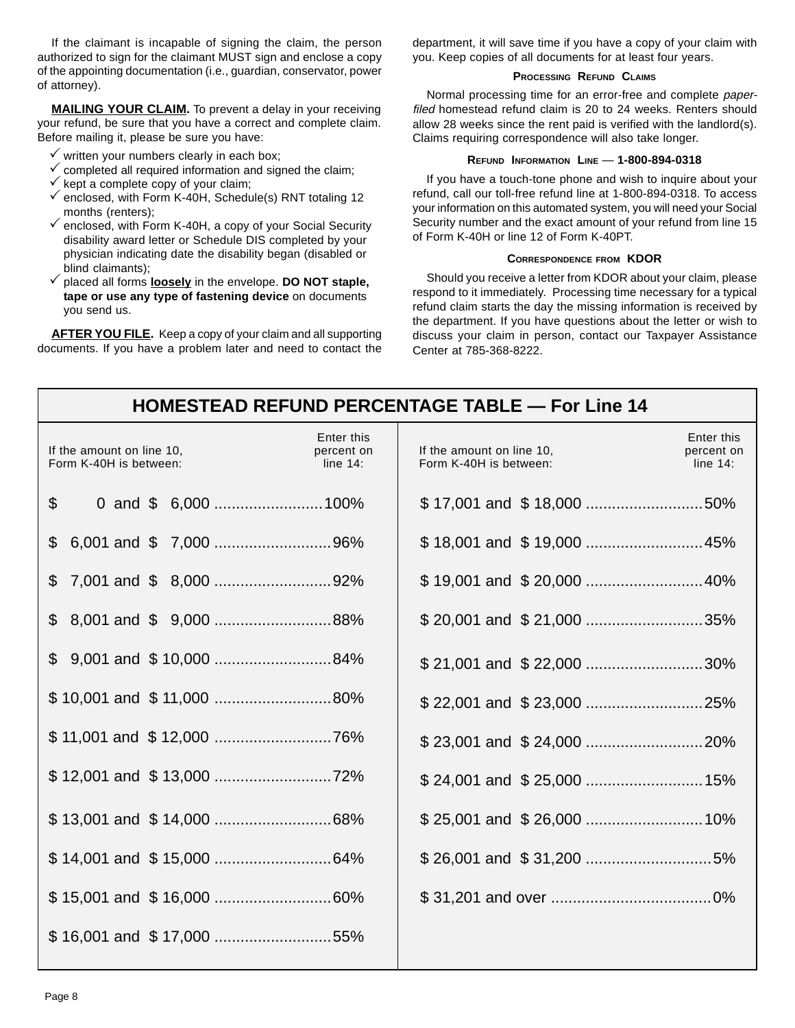If the claimant is incapable of signing the claim, the person authorized to sign for the claimant MUST sign and enclose a copy of the appointing documentation (i.e., guardian, conservator, power of attorney).

**MAILING YOUR CLAIM.** To prevent a delay in your receiving your refund, be sure that you have a correct and complete claim. Before mailing it, please be sure you have:

- ✓ written your numbers clearly in each box;
- ✓ completed all required information and signed the claim;
- ✓ kept a complete copy of your claim;
- ✓ enclosed, with Form K-40H, Schedule(s) RNT totaling 12 months (renters);
- ✓ enclosed, with Form K-40H, a copy of your Social Security disability award letter or Schedule DIS completed by your physician indicating date the disability began (disabled or blind claimants);
- ✓ placed all forms **loosely** in the envelope. **DO NOT staple, tape or use any type of fastening device** on documents you send us.

**AFTER YOU FILE.** Keep a copy of your claim and all supporting documents. If you have a problem later and need to contact the department, it will save time if you have a copy of your claim with you. Keep copies of all documents for at least four years.

### PROCESSING REFUND CLAIMS

Normal processing time for an error-free and complete *paper-filed* homestead refund claim is 20 to 24 weeks. Renters should allow 28 weeks since the rent paid is verified with the landlord(s). Claims requiring correspondence will also take longer.

### REFUND INFORMATION LINE — 1-800-894-0318

If you have a touch-tone phone and wish to inquire about your refund, call our toll-free refund line at 1-800-894-0318. To access your information on this automated system, you will need your Social Security number and the exact amount of your refund from line 15 of Form K-40H or line 12 of Form K-40PT.

### CORRESPONDENCE FROM KDOR

Should you receive a letter from KDOR about your claim, please respond to it immediately. Processing time necessary for a typical refund claim starts the day the missing information is received by the department. If you have questions about the letter or wish to discuss your claim in person, contact our Taxpayer Assistance Center at 785-368-8222.

## HOMESTEAD REFUND PERCENTAGE TABLE — For Line 14

| If the amount on line 10, Form K-40H is between: | Enter this percent on line 14: | If the amount on line 10, Form K-40H is between: | Enter this percent on line 14: |
|---|---|---|---|
| $ 0 and $ 6,000 | 100% | $ 17,001 and $ 18,000 | 50% |
| $ 6,001 and $ 7,000 | 96% | $ 18,001 and $ 19,000 | 45% |
| $ 7,001 and $ 8,000 | 92% | $ 19,001 and $ 20,000 | 40% |
| $ 8,001 and $ 9,000 | 88% | $ 20,001 and $ 21,000 | 35% |
| $ 9,001 and $ 10,000 | 84% | $ 21,001 and $ 22,000 | 30% |
| $ 10,001 and $ 11,000 | 80% | $ 22,001 and $ 23,000 | 25% |
| $ 11,001 and $ 12,000 | 76% | $ 23,001 and $ 24,000 | 20% |
| $ 12,001 and $ 13,000 | 72% | $ 24,001 and $ 25,000 | 15% |
| $ 13,001 and $ 14,000 | 68% | $ 25,001 and $ 26,000 | 10% |
| $ 14,001 and $ 15,000 | 64% | $ 26,001 and $ 31,200 | 5% |
| $ 15,001 and $ 16,000 | 60% | $ 31,201 and over | 0% |
| $ 16,001 and $ 17,000 | 55% | | |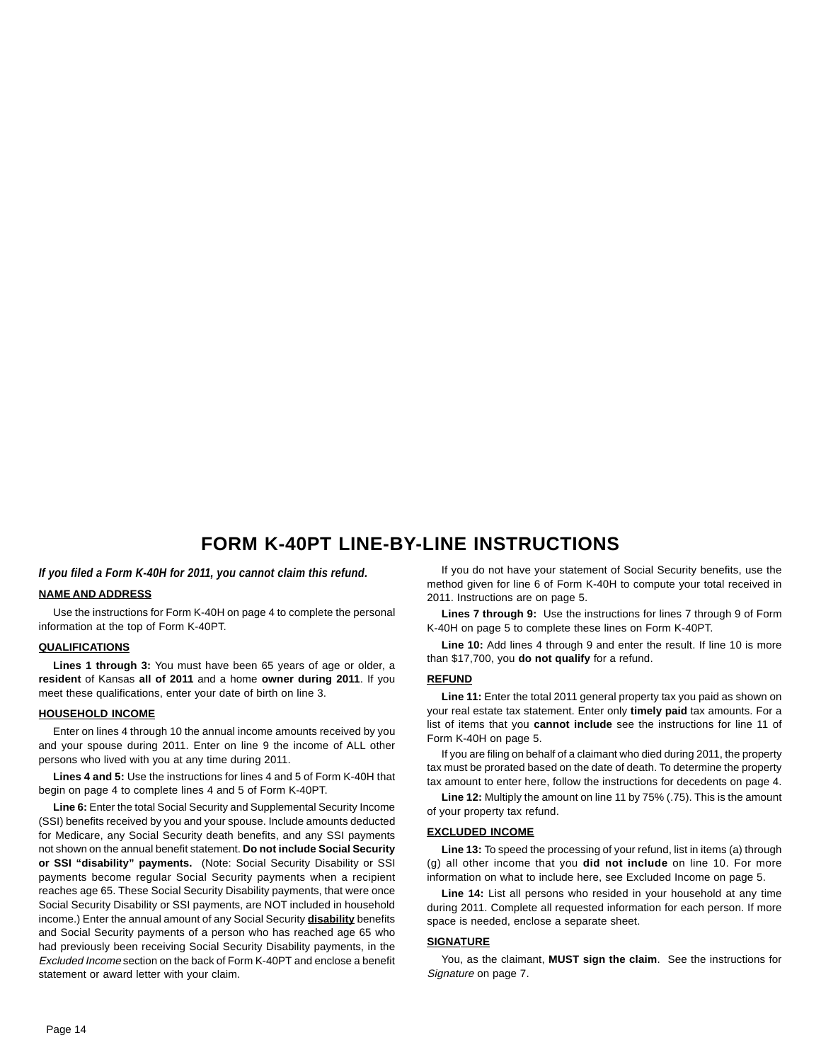# FORM K-40PT LINE-BY-LINE INSTRUCTIONS

***If you filed a Form K-40H for 2011, you cannot claim this refund.***

**NAME AND ADDRESS**

Use the instructions for Form K-40H on page 4 to complete the personal information at the top of Form K-40PT.

**QUALIFICATIONS**

**Lines 1 through 3:** You must have been 65 years of age or older, a **resident** of Kansas **all of 2011** and a home **owner during 2011**. If you meet these qualifications, enter your date of birth on line 3.

**HOUSEHOLD INCOME**

Enter on lines 4 through 10 the annual income amounts received by you and your spouse during 2011. Enter on line 9 the income of ALL other persons who lived with you at any time during 2011.

**Lines 4 and 5:** Use the instructions for lines 4 and 5 of Form K-40H that begin on page 4 to complete lines 4 and 5 of Form K-40PT.

**Line 6:** Enter the total Social Security and Supplemental Security Income (SSI) benefits received by you and your spouse. Include amounts deducted for Medicare, any Social Security death benefits, and any SSI payments not shown on the annual benefit statement. **Do not include Social Security or SSI "disability" payments.** (Note: Social Security Disability or SSI payments become regular Social Security payments when a recipient reaches age 65. These Social Security Disability payments, that were once Social Security Disability or SSI payments, are NOT included in household income.) Enter the annual amount of any Social Security **disability** benefits and Social Security payments of a person who has reached age 65 who had previously been receiving Social Security Disability payments, in the *Excluded Income* section on the back of Form K-40PT and enclose a benefit statement or award letter with your claim.

If you do not have your statement of Social Security benefits, use the method given for line 6 of Form K-40H to compute your total received in 2011. Instructions are on page 5.

**Lines 7 through 9:** Use the instructions for lines 7 through 9 of Form K-40H on page 5 to complete these lines on Form K-40PT.

**Line 10:** Add lines 4 through 9 and enter the result. If line 10 is more than $17,700, you **do not qualify** for a refund.

**REFUND**

**Line 11:** Enter the total 2011 general property tax you paid as shown on your real estate tax statement. Enter only **timely paid** tax amounts. For a list of items that you **cannot include** see the instructions for line 11 of Form K-40H on page 5.

If you are filing on behalf of a claimant who died during 2011, the property tax must be prorated based on the date of death. To determine the property tax amount to enter here, follow the instructions for decedents on page 4.

**Line 12:** Multiply the amount on line 11 by 75% (.75). This is the amount of your property tax refund.

**EXCLUDED INCOME**

**Line 13:** To speed the processing of your refund, list in items (a) through (g) all other income that you **did not include** on line 10. For more information on what to include here, see Excluded Income on page 5.

**Line 14:** List all persons who resided in your household at any time during 2011. Complete all requested information for each person. If more space is needed, enclose a separate sheet.

**SIGNATURE**

You, as the claimant, **MUST sign the claim**. See the instructions for *Signature* on page 7.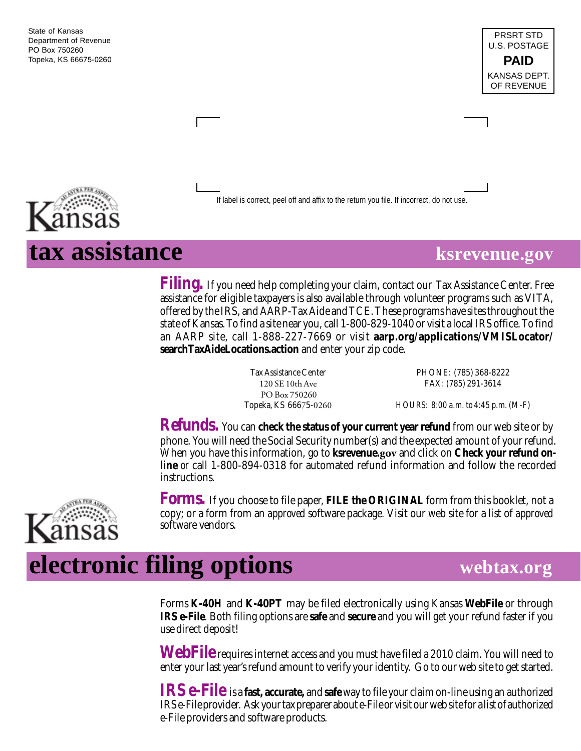State of Kansas
Department of Revenue
PO Box 750260
Topeka, KS 66675-0260

PRSRT STD
U.S. POSTAGE
**PAID**
KANSAS DEPT.
OF REVENUE

If label is correct, peel off and affix to the return you file. If incorrect, do not use.

# tax assistance

**ksrevenue.gov**

**Filing.** If you need help completing your claim, contact our Tax Assistance Center. Free assistance for eligible taxpayers is also available through volunteer programs such as VITA, offered by the IRS, and AARP-Tax Aide and TCE. These programs have sites throughout the state of Kansas. To find a site near you, call 1-800-829-1040 or visit a local IRS office. To find an AARP site, call 1-888-227-7669 or visit **aarp.org/applications/VMISLocator/searchTaxAideLocations.action** and enter your zip code.

Tax Assistance Center
120 SE 10th Ave
PO Box 750260
Topeka, KS 66675-0260

PHONE: (785) 368-8222
FAX: (785) 291-3614

HOURS: 8:00 a.m. to 4:45 p.m. (M-F)

**Refunds.** You can **check the status of your current year refund** from our web site or by phone. You will need the Social Security number(s) and the expected amount of your refund. When you have this information, go to **ksrevenue.gov** and click on **Check your refund online** or call 1-800-894-0318 for automated refund information and follow the recorded instructions.

**Forms.** If you choose to file paper, **FILE the ORIGINAL** form from this booklet, not a copy; or a form from an approved software package. Visit our web site for a list of approved software vendors.

# electronic filing options

**webtax.org**

Forms **K-40H** and **K-40PT** may be filed electronically using Kansas **WebFile** or through **IRS e-File**. Both filing options are **safe** and **secure** and you will get your refund faster if you use direct deposit!

**WebFile** requires internet access and you must have filed a 2010 claim. You will need to enter your last year's refund amount to verify your identity. Go to our web site to get started.

**IRS e-File** is a **fast, accurate,** and **safe** way to file your claim on-line using an authorized IRS e-File provider. Ask your tax preparer about e-File or visit our web site for a list of authorized e-File providers and software products.